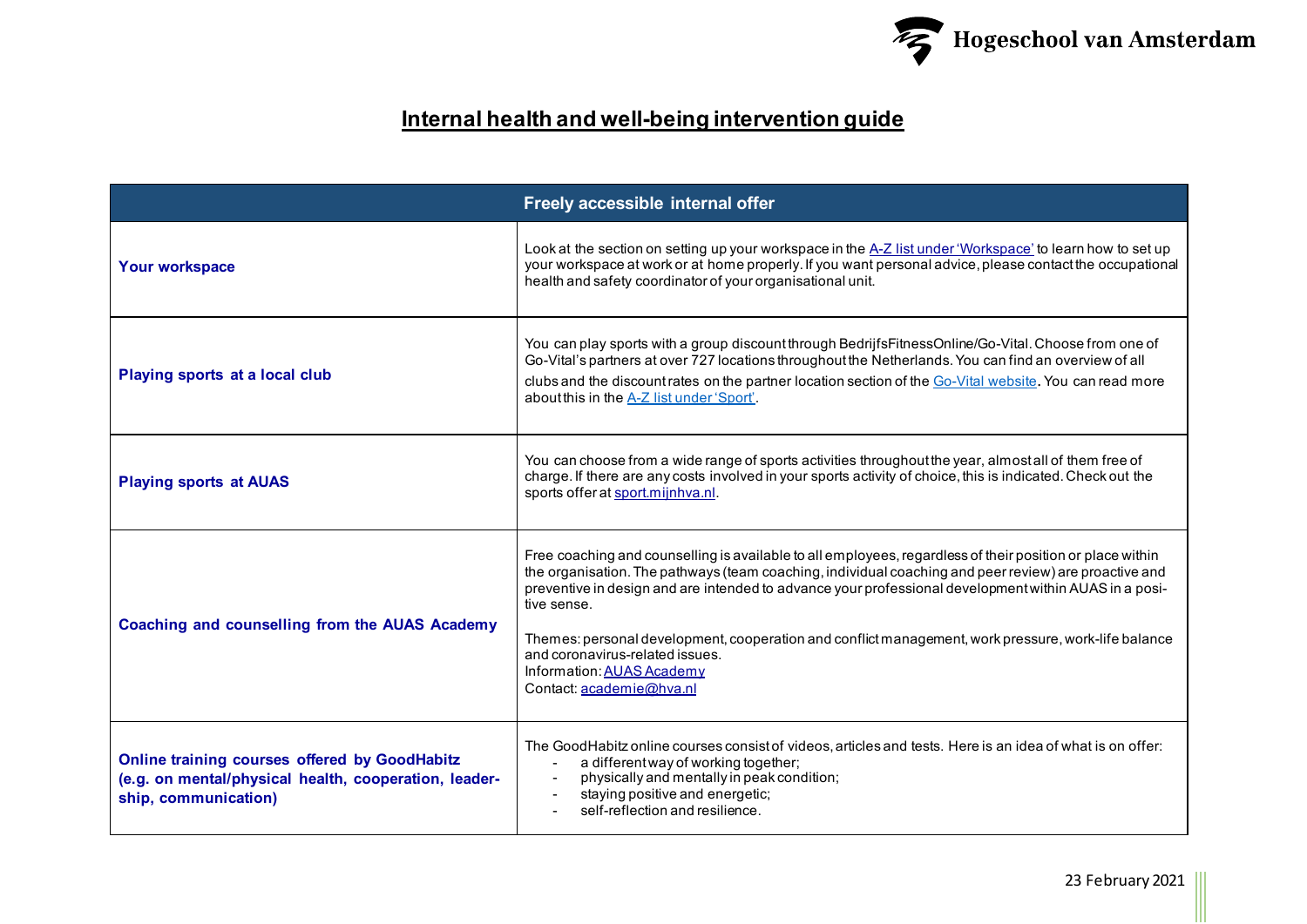# Internal health and well-being intervention guide

| Freely accessible internal offer | |
|---|---|
| **Your workspace** | Look at the section on setting up your workspace in the A-Z list under 'Workspace' to learn how to set up your workspace at work or at home properly. If you want personal advice, please contact the occupational health and safety coordinator of your organisational unit. |
| **Playing sports at a local club** | You can play sports with a group discount through BedrijfsFitnessOnline/Go-Vital. Choose from one of Go-Vital's partners at over 727 locations throughout the Netherlands. You can find an overview of all clubs and the discount rates on the partner location section of the Go-Vital website. You can read more about this in the A-Z list under 'Sport'. |
| **Playing sports at AUAS** | You can choose from a wide range of sports activities throughout the year, almost all of them free of charge. If there are any costs involved in your sports activity of choice, this is indicated. Check out the sports offer at sport.mijnhva.nl. |
| **Coaching and counselling from the AUAS Academy** | Free coaching and counselling is available to all employees, regardless of their position or place within the organisation. The pathways (team coaching, individual coaching and peer review) are proactive and preventive in design and are intended to advance your professional development within AUAS in a positive sense.<br><br>Themes: personal development, cooperation and conflict management, work pressure, work-life balance and coronavirus-related issues.<br>Information: AUAS Academy<br>Contact: academie@hva.nl |
| **Online training courses offered by GoodHabitz (e.g. on mental/physical health, cooperation, leadership, communication)** | The GoodHabitz online courses consist of videos, articles and tests. Here is an idea of what is on offer:<br>- a different way of working together;<br>- physically and mentally in peak condition;<br>- staying positive and energetic;<br>- self-reflection and resilience. |

23 February 2021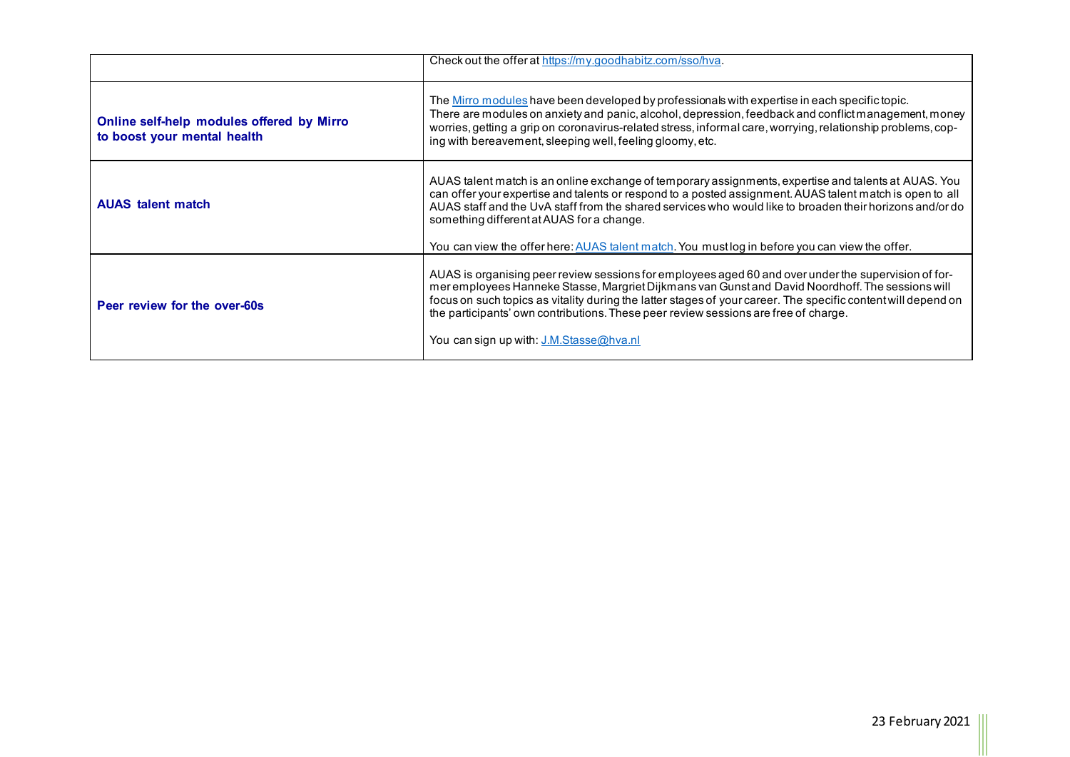| | |
|---|---|
| | Check out the offer at https://my.goodhabitz.com/sso/hva. |
| **Online self-help modules offered by Mirro to boost your mental health** | The Mirro modules have been developed by professionals with expertise in each specific topic. There are modules on anxiety and panic, alcohol, depression, feedback and conflict management, money worries, getting a grip on coronavirus-related stress, informal care, worrying, relationship problems, coping with bereavement, sleeping well, feeling gloomy, etc. |
| **AUAS talent match** | AUAS talent match is an online exchange of temporary assignments, expertise and talents at AUAS. You can offer your expertise and talents or respond to a posted assignment. AUAS talent match is open to all AUAS staff and the UvA staff from the shared services who would like to broaden their horizons and/or do something different at AUAS for a change.<br><br>You can view the offer here: AUAS talent match. You must log in before you can view the offer. |
| **Peer review for the over-60s** | AUAS is organising peer review sessions for employees aged 60 and over under the supervision of former employees Hanneke Stasse, Margriet Dijkmans van Gunst and David Noordhoff. The sessions will focus on such topics as vitality during the latter stages of your career. The specific content will depend on the participants' own contributions. These peer review sessions are free of charge.<br><br>You can sign up with: J.M.Stasse@hva.nl |

23 February 2021